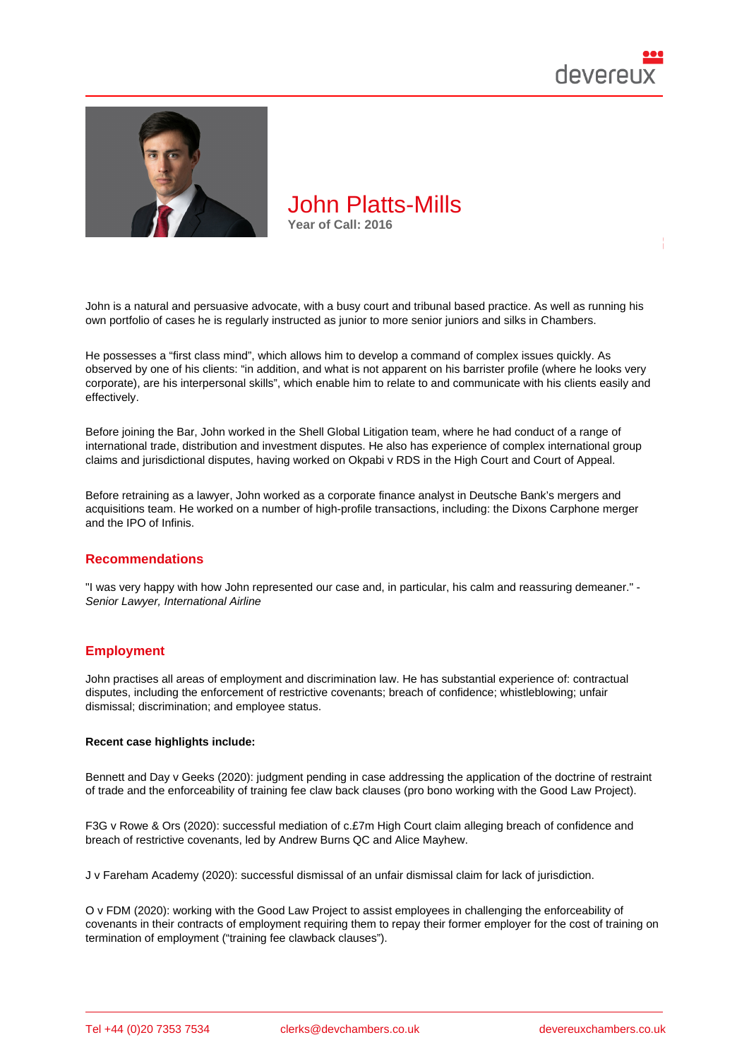# John Platts-Mills

**Year of Call: 2016**

John is a natural and persuasive advocate, with a busy court and tribunal based practice. As well as running his own portfolio of cases he is regularly instructed as junior to more senior juniors and silks in Chambers.

He possesses a "first class mind", which allows him to develop a command of complex issues quickly. As observed by one of his clients: "in addition, and what is not apparent on his barrister profile (where he looks very corporate), are his interpersonal skills", which enable him to relate to and communicate with his clients easily and effectively.

Before joining the Bar, John worked in the Shell Global Litigation team, where he had conduct of a range of international trade, distribution and investment disputes. He also has experience of complex international group claims and jurisdictional disputes, having worked on Okpabi v RDS in the High Court and Court of Appeal.

Before retraining as a lawyer, John worked as a corporate finance analyst in Deutsche Bank's mergers and acquisitions team. He worked on a number of high-profile transactions, including: the Dixons Carphone merger and the IPO of Infinis.

## Recommendations

"I was very happy with how John represented our case and, in particular, his calm and reassuring demeaner." - *Senior Lawyer, International Airline*

## Employment

John practises all areas of employment and discrimination law. He has substantial experience of: contractual disputes, including the enforcement of restrictive covenants; breach of confidence; whistleblowing; unfair dismissal; discrimination; and employee status.

**Recent case highlights include:**

Bennett and Day v Geeks (2020): judgment pending in case addressing the application of the doctrine of restraint of trade and the enforceability of training fee claw back clauses (pro bono working with the Good Law Project).

F3G v Rowe & Ors (2020): successful mediation of c.£7m High Court claim alleging breach of confidence and breach of restrictive covenants, led by Andrew Burns QC and Alice Mayhew.

J v Fareham Academy (2020): successful dismissal of an unfair dismissal claim for lack of jurisdiction.

O v FDM (2020): working with the Good Law Project to assist employees in challenging the enforceability of covenants in their contracts of employment requiring them to repay their former employer for the cost of training on termination of employment ("training fee clawback clauses").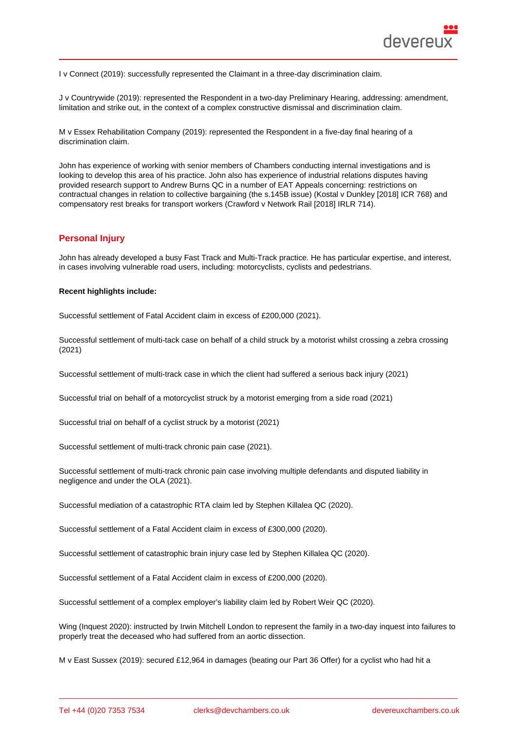I v Connect (2019): successfully represented the Claimant in a three-day discrimination claim.

J v Countrywide (2019): represented the Respondent in a two-day Preliminary Hearing, addressing: amendment, limitation and strike out, in the context of a complex constructive dismissal and discrimination claim.

M v Essex Rehabilitation Company (2019): represented the Respondent in a five-day final hearing of a discrimination claim.

John has experience of working with senior members of Chambers conducting internal investigations and is looking to develop this area of his practice. John also has experience of industrial relations disputes having provided research support to Andrew Burns QC in a number of EAT Appeals concerning: restrictions on contractual changes in relation to collective bargaining (the s.145B issue) (Kostal v Dunkley [2018] ICR 768) and compensatory rest breaks for transport workers (Crawford v Network Rail [2018] IRLR 714).

## Personal Injury

John has already developed a busy Fast Track and Multi-Track practice. He has particular expertise, and interest, in cases involving vulnerable road users, including: motorcyclists, cyclists and pedestrians.

**Recent highlights include:**

Successful settlement of Fatal Accident claim in excess of £200,000 (2021).

Successful settlement of multi-tack case on behalf of a child struck by a motorist whilst crossing a zebra crossing (2021)

Successful settlement of multi-track case in which the client had suffered a serious back injury (2021)

Successful trial on behalf of a motorcyclist struck by a motorist emerging from a side road (2021)

Successful trial on behalf of a cyclist struck by a motorist (2021)

Successful settlement of multi-track chronic pain case (2021).

Successful settlement of multi-track chronic pain case involving multiple defendants and disputed liability in negligence and under the OLA (2021).

Successful mediation of a catastrophic RTA claim led by Stephen Killalea QC (2020).

Successful settlement of a Fatal Accident claim in excess of £300,000 (2020).

Successful settlement of catastrophic brain injury case led by Stephen Killalea QC (2020).

Successful settlement of a Fatal Accident claim in excess of £200,000 (2020).

Successful settlement of a complex employer's liability claim led by Robert Weir QC (2020).

Wing (Inquest 2020): instructed by Irwin Mitchell London to represent the family in a two-day inquest into failures to properly treat the deceased who had suffered from an aortic dissection.

M v East Sussex (2019): secured £12,964 in damages (beating our Part 36 Offer) for a cyclist who had hit a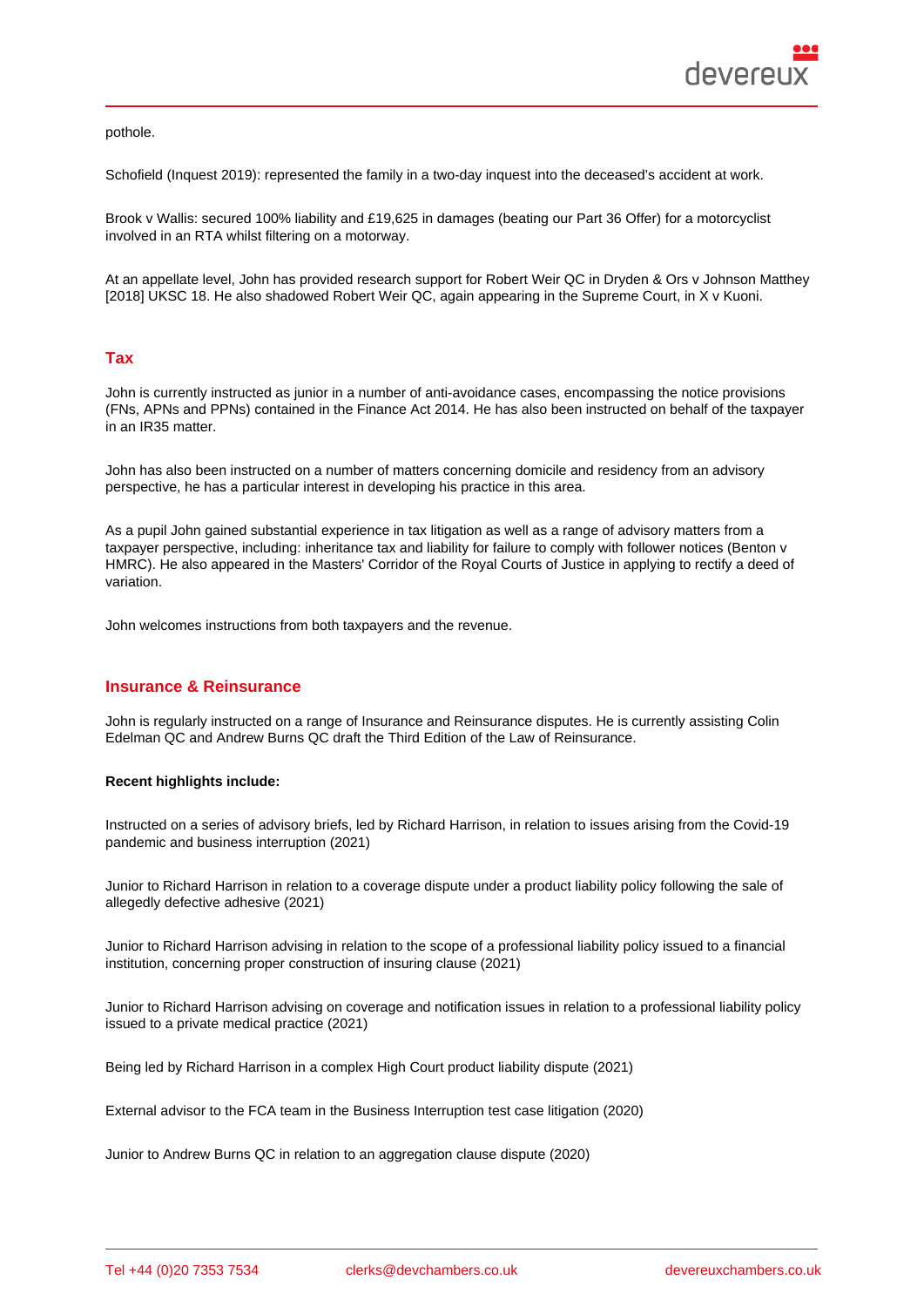pothole.

Schofield (Inquest 2019): represented the family in a two-day inquest into the deceased's accident at work.

Brook v Wallis: secured 100% liability and £19,625 in damages (beating our Part 36 Offer) for a motorcyclist involved in an RTA whilst filtering on a motorway.

At an appellate level, John has provided research support for Robert Weir QC in Dryden & Ors v Johnson Matthey [2018] UKSC 18. He also shadowed Robert Weir QC, again appearing in the Supreme Court, in X v Kuoni.

## Tax

John is currently instructed as junior in a number of anti-avoidance cases, encompassing the notice provisions (FNs, APNs and PPNs) contained in the Finance Act 2014. He has also been instructed on behalf of the taxpayer in an IR35 matter.

John has also been instructed on a number of matters concerning domicile and residency from an advisory perspective, he has a particular interest in developing his practice in this area.

As a pupil John gained substantial experience in tax litigation as well as a range of advisory matters from a taxpayer perspective, including: inheritance tax and liability for failure to comply with follower notices (Benton v HMRC). He also appeared in the Masters' Corridor of the Royal Courts of Justice in applying to rectify a deed of variation.

John welcomes instructions from both taxpayers and the revenue.

## Insurance & Reinsurance

John is regularly instructed on a range of Insurance and Reinsurance disputes. He is currently assisting Colin Edelman QC and Andrew Burns QC draft the Third Edition of the Law of Reinsurance.

**Recent highlights include:**

Instructed on a series of advisory briefs, led by Richard Harrison, in relation to issues arising from the Covid-19 pandemic and business interruption (2021)

Junior to Richard Harrison in relation to a coverage dispute under a product liability policy following the sale of allegedly defective adhesive (2021)

Junior to Richard Harrison advising in relation to the scope of a professional liability policy issued to a financial institution, concerning proper construction of insuring clause (2021)

Junior to Richard Harrison advising on coverage and notification issues in relation to a professional liability policy issued to a private medical practice (2021)

Being led by Richard Harrison in a complex High Court product liability dispute (2021)

External advisor to the FCA team in the Business Interruption test case litigation (2020)

Junior to Andrew Burns QC in relation to an aggregation clause dispute (2020)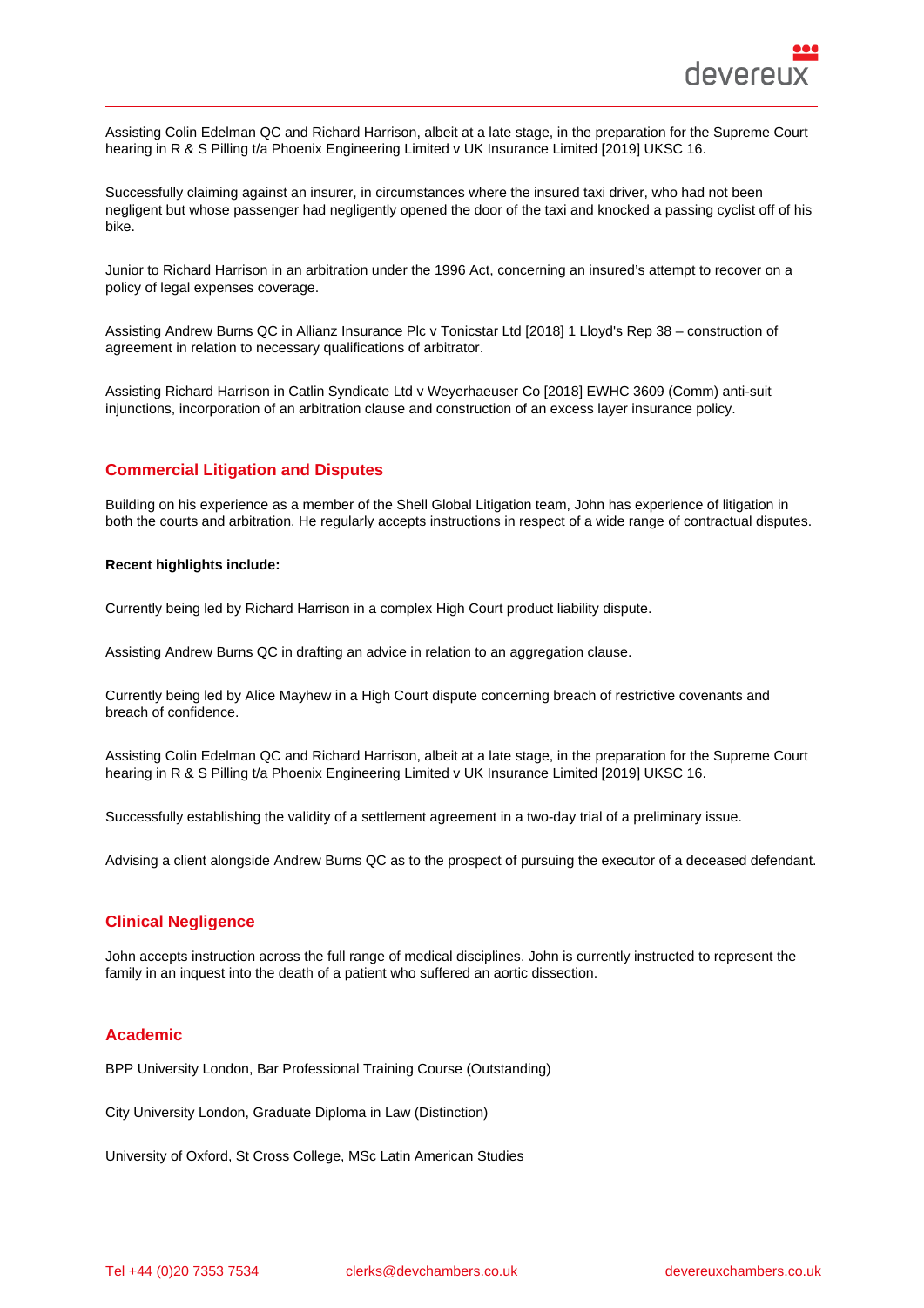Assisting Colin Edelman QC and Richard Harrison, albeit at a late stage, in the preparation for the Supreme Court hearing in R & S Pilling t/a Phoenix Engineering Limited v UK Insurance Limited [2019] UKSC 16.

Successfully claiming against an insurer, in circumstances where the insured taxi driver, who had not been negligent but whose passenger had negligently opened the door of the taxi and knocked a passing cyclist off of his bike.

Junior to Richard Harrison in an arbitration under the 1996 Act, concerning an insured's attempt to recover on a policy of legal expenses coverage.

Assisting Andrew Burns QC in Allianz Insurance Plc v Tonicstar Ltd [2018] 1 Lloyd's Rep 38 – construction of agreement in relation to necessary qualifications of arbitrator.

Assisting Richard Harrison in Catlin Syndicate Ltd v Weyerhaeuser Co [2018] EWHC 3609 (Comm) anti-suit injunctions, incorporation of an arbitration clause and construction of an excess layer insurance policy.

## Commercial Litigation and Disputes

Building on his experience as a member of the Shell Global Litigation team, John has experience of litigation in both the courts and arbitration. He regularly accepts instructions in respect of a wide range of contractual disputes.

**Recent highlights include:**

Currently being led by Richard Harrison in a complex High Court product liability dispute.

Assisting Andrew Burns QC in drafting an advice in relation to an aggregation clause.

Currently being led by Alice Mayhew in a High Court dispute concerning breach of restrictive covenants and breach of confidence.

Assisting Colin Edelman QC and Richard Harrison, albeit at a late stage, in the preparation for the Supreme Court hearing in R & S Pilling t/a Phoenix Engineering Limited v UK Insurance Limited [2019] UKSC 16.

Successfully establishing the validity of a settlement agreement in a two-day trial of a preliminary issue.

Advising a client alongside Andrew Burns QC as to the prospect of pursuing the executor of a deceased defendant.

## Clinical Negligence

John accepts instruction across the full range of medical disciplines. John is currently instructed to represent the family in an inquest into the death of a patient who suffered an aortic dissection.

## Academic

BPP University London, Bar Professional Training Course (Outstanding)

City University London, Graduate Diploma in Law (Distinction)

University of Oxford, St Cross College, MSc Latin American Studies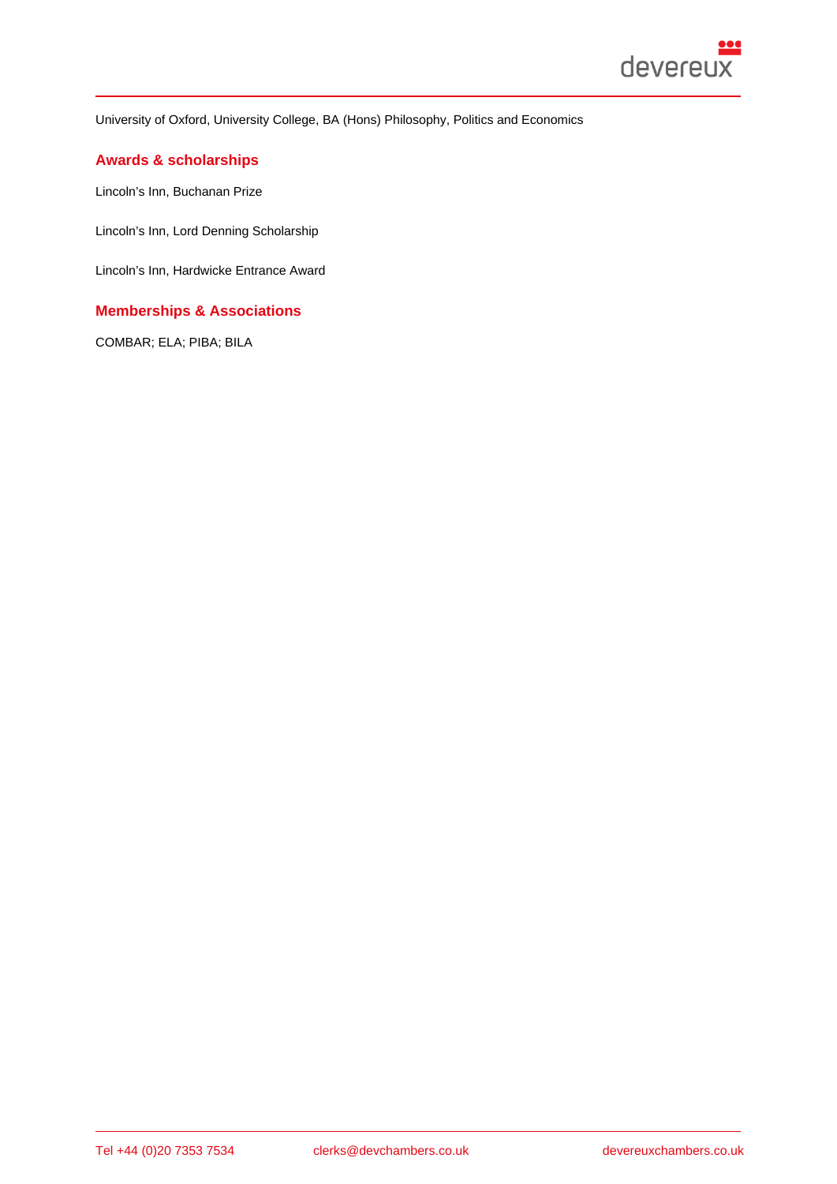University of Oxford, University College, BA (Hons) Philosophy, Politics and Economics

## Awards & scholarships

Lincoln's Inn, Buchanan Prize

Lincoln's Inn, Lord Denning Scholarship

Lincoln's Inn, Hardwicke Entrance Award

## Memberships & Associations

COMBAR; ELA; PIBA; BILA